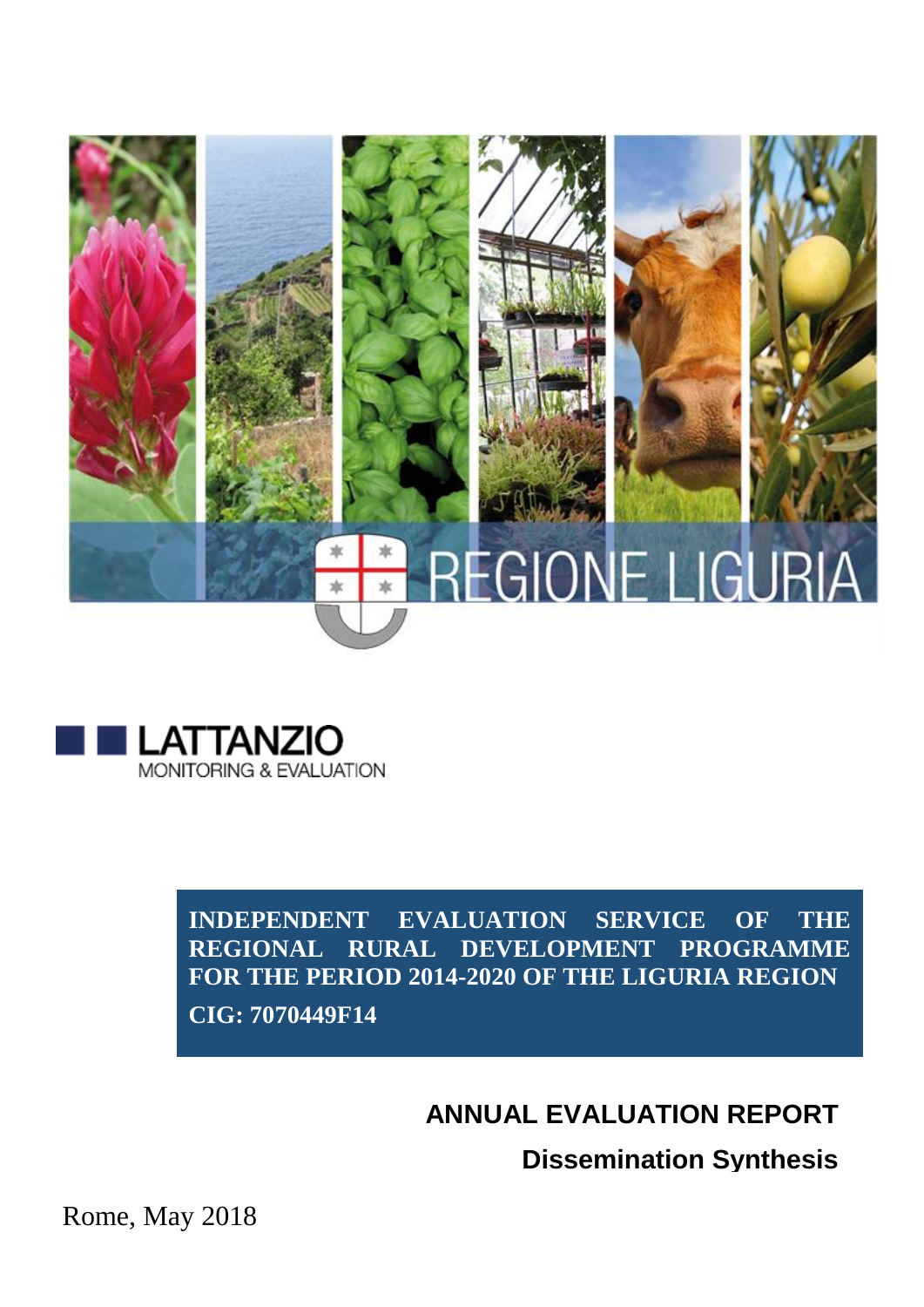REGIONE LIGURIA

LATTANZIO
MONITORING & EVALUATION

**INDEPENDENT EVALUATION SERVICE OF THE REGIONAL RURAL DEVELOPMENT PROGRAMME FOR THE PERIOD 2014-2020 OF THE LIGURIA REGION**

**CIG: 7070449F14**

# ANNUAL EVALUATION REPORT

## Dissemination Synthesis

Rome, May 2018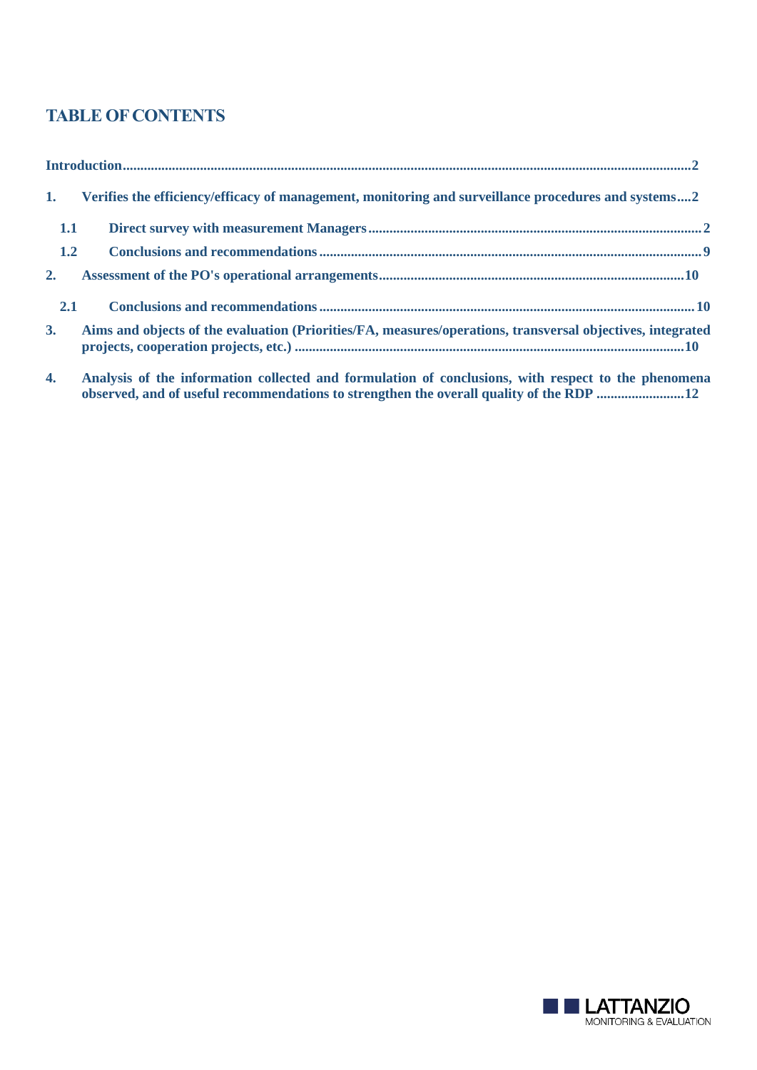# TABLE OF CONTENTS

**Introduction** ..... 2

**1. Verifies the efficiency/efficacy of management, monitoring and surveillance procedures and systems** ..... 2

- **1.1 Direct survey with measurement Managers** ..... 2
- **1.2 Conclusions and recommendations** ..... 9

**2. Assessment of the PO's operational arrangements** ..... 10

- **2.1 Conclusions and recommendations** ..... 10

**3. Aims and objects of the evaluation (Priorities/FA, measures/operations, transversal objectives, integrated projects, cooperation projects, etc.)** ..... 10

**4. Analysis of the information collected and formulation of conclusions, with respect to the phenomena observed, and of useful recommendations to strengthen the overall quality of the RDP** ..... 12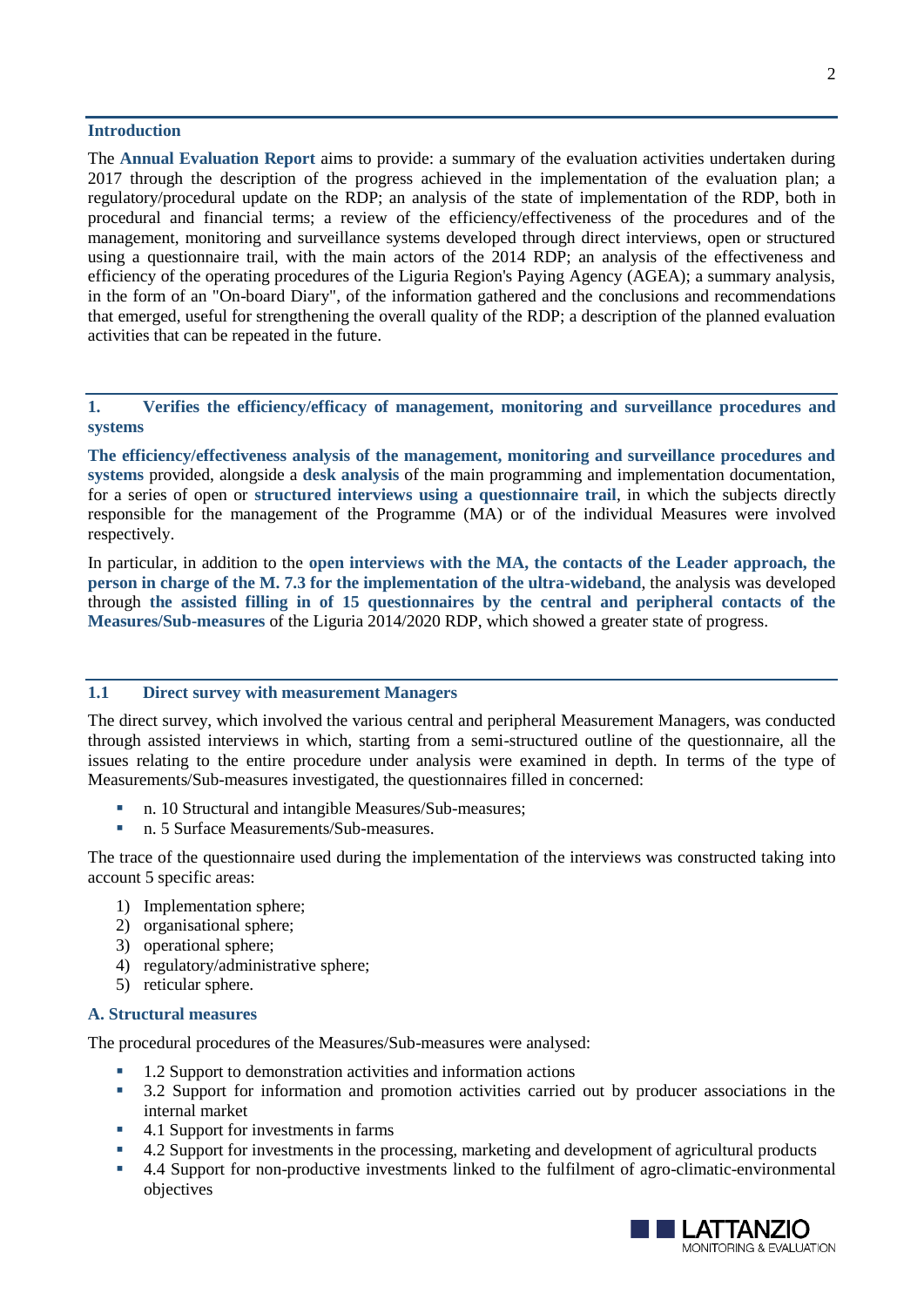## Introduction

The **Annual Evaluation Report** aims to provide: a summary of the evaluation activities undertaken during 2017 through the description of the progress achieved in the implementation of the evaluation plan; a regulatory/procedural update on the RDP; an analysis of the state of implementation of the RDP, both in procedural and financial terms; a review of the efficiency/effectiveness of the procedures and of the management, monitoring and surveillance systems developed through direct interviews, open or structured using a questionnaire trail, with the main actors of the 2014 RDP; an analysis of the effectiveness and efficiency of the operating procedures of the Liguria Region's Paying Agency (AGEA); a summary analysis, in the form of an "On-board Diary", of the information gathered and the conclusions and recommendations that emerged, useful for strengthening the overall quality of the RDP; a description of the planned evaluation activities that can be repeated in the future.

## 1. Verifies the efficiency/efficacy of management, monitoring and surveillance procedures and systems

**The efficiency/effectiveness analysis of the management, monitoring and surveillance procedures and systems** provided, alongside a **desk analysis** of the main programming and implementation documentation, for a series of open or **structured interviews using a questionnaire trail**, in which the subjects directly responsible for the management of the Programme (MA) or of the individual Measures were involved respectively.

In particular, in addition to the **open interviews with the MA, the contacts of the Leader approach, the person in charge of the M. 7.3 for the implementation of the ultra-wideband**, the analysis was developed through **the assisted filling in of 15 questionnaires by the central and peripheral contacts of the Measures/Sub-measures** of the Liguria 2014/2020 RDP, which showed a greater state of progress.

### 1.1 Direct survey with measurement Managers

The direct survey, which involved the various central and peripheral Measurement Managers, was conducted through assisted interviews in which, starting from a semi-structured outline of the questionnaire, all the issues relating to the entire procedure under analysis were examined in depth. In terms of the type of Measurements/Sub-measures investigated, the questionnaires filled in concerned:

- n. 10 Structural and intangible Measures/Sub-measures;
- n. 5 Surface Measurements/Sub-measures.

The trace of the questionnaire used during the implementation of the interviews was constructed taking into account 5 specific areas:

1) Implementation sphere;
2) organisational sphere;
3) operational sphere;
4) regulatory/administrative sphere;
5) reticular sphere.

#### A. Structural measures

The procedural procedures of the Measures/Sub-measures were analysed:

- 1.2 Support to demonstration activities and information actions
- 3.2 Support for information and promotion activities carried out by producer associations in the internal market
- 4.1 Support for investments in farms
- 4.2 Support for investments in the processing, marketing and development of agricultural products
- 4.4 Support for non-productive investments linked to the fulfilment of agro-climatic-environmental objectives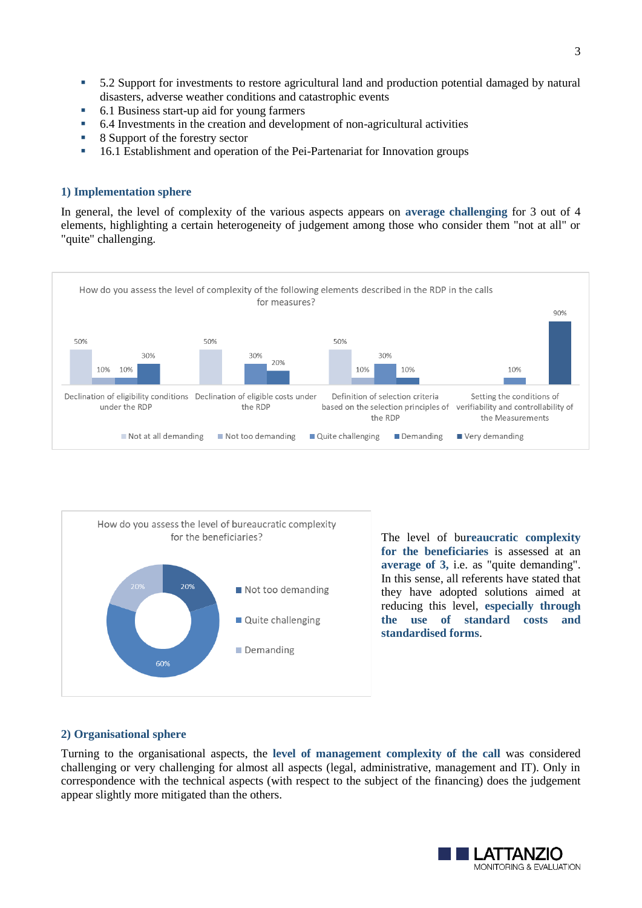- 5.2 Support for investments to restore agricultural land and production potential damaged by natural disasters, adverse weather conditions and catastrophic events
- 6.1 Business start-up aid for young farmers
- 6.4 Investments in the creation and development of non-agricultural activities
- 8 Support of the forestry sector
- 16.1 Establishment and operation of the Pei-Partenariat for Innovation groups

### 1) Implementation sphere

In general, the level of complexity of the various aspects appears on **average challenging** for 3 out of 4 elements, highlighting a certain heterogeneity of judgement among those who consider them "not at all" or "quite" challenging.

How do you assess the level of complexity of the following elements described in the RDP in the calls for measures?

| | Not at all demanding | Not too demanding | Quite challenging | Demanding | Very demanding |
|---|---|---|---|---|---|
| Declination of eligibility conditions under the RDP | 50% | 10% | 10% | 30% | |
| Declination of eligible costs under the RDP | 50% | | 30% | 20% | |
| Definition of selection criteria based on the selection principles of the RDP | 50% | 10% | 30% | 10% | |
| Setting the conditions of verifiability and controllability of the Measurements | | | 10% | | 90% |

How do you assess the level of bureaucratic complexity for the beneficiaries?

| Not too demanding | Quite challenging | Demanding |
|---|---|---|
| 20% | 60% | 20% |

The level of **bureaucratic complexity for the beneficiaries** is assessed at an **average of 3**, i.e. as "quite demanding". In this sense, all referents have stated that they have adopted solutions aimed at reducing this level, **especially through the use of standard costs and standardised forms**.

### 2) Organisational sphere

Turning to the organisational aspects, the **level of management complexity of the call** was considered challenging or very challenging for almost all aspects (legal, administrative, management and IT). Only in correspondence with the technical aspects (with respect to the subject of the financing) does the judgement appear slightly more mitigated than the others.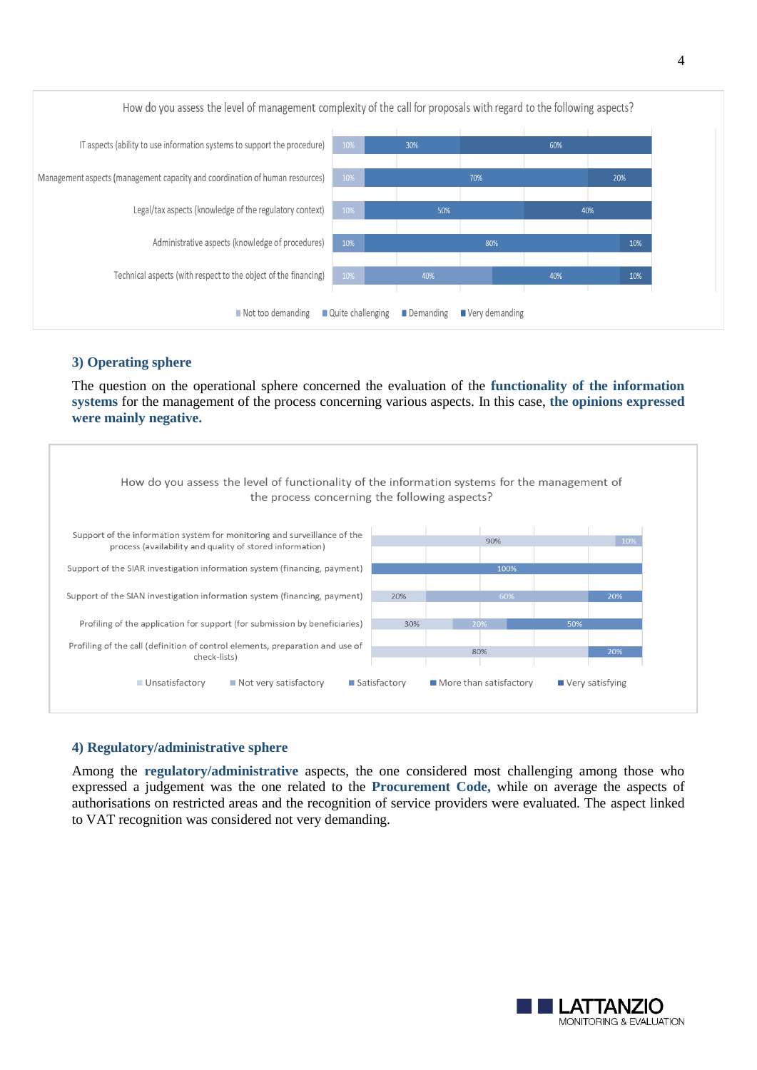**How do you assess the level of management complexity of the call for proposals with regard to the following aspects?**

| Aspect | Not too demanding | Quite challenging | Demanding | Very demanding |
|---|---|---|---|---|
| IT aspects (ability to use information systems to support the procedure) | 10% | | 30% | 60% |
| Management aspects (management capacity and coordination of human resources) | 10% | | 70% | 20% |
| Legal/tax aspects (knowledge of the regulatory context) | 10% | | 50% | 40% |
| Administrative aspects (knowledge of procedures) | 10% | | 80% | 10% |
| Technical aspects (with respect to the object of the financing) | 10% | 40% | 40% | 10% |

### 3) Operating sphere

The question on the operational sphere concerned the evaluation of the **functionality of the information systems** for the management of the process concerning various aspects. In this case, **the opinions expressed were mainly negative.**

**How do you assess the level of functionality of the information systems for the management of the process concerning the following aspects?**

| Aspect | Unsatisfactory | Not very satisfactory | Satisfactory | More than satisfactory | Very satisfying |
|---|---|---|---|---|---|
| Support of the information system for monitoring and surveillance of the process (availability and quality of stored information) | 90% | 10% | | | |
| Support of the SIAR investigation information system (financing, payment) | | | | 100% | |
| Support of the SIAN investigation information system (financing, payment) | 20% | 60% | | 20% | |
| Profiling of the application for support (for submission by beneficiaries) | 30% | 20% | | 50% | |
| Profiling of the call (definition of control elements, preparation and use of check-lists) | 80% | | | 20% | |

### 4) Regulatory/administrative sphere

Among the **regulatory/administrative** aspects, the one considered most challenging among those who expressed a judgement was the one related to the **Procurement Code,** while on average the aspects of authorisations on restricted areas and the recognition of service providers were evaluated. The aspect linked to VAT recognition was considered not very demanding.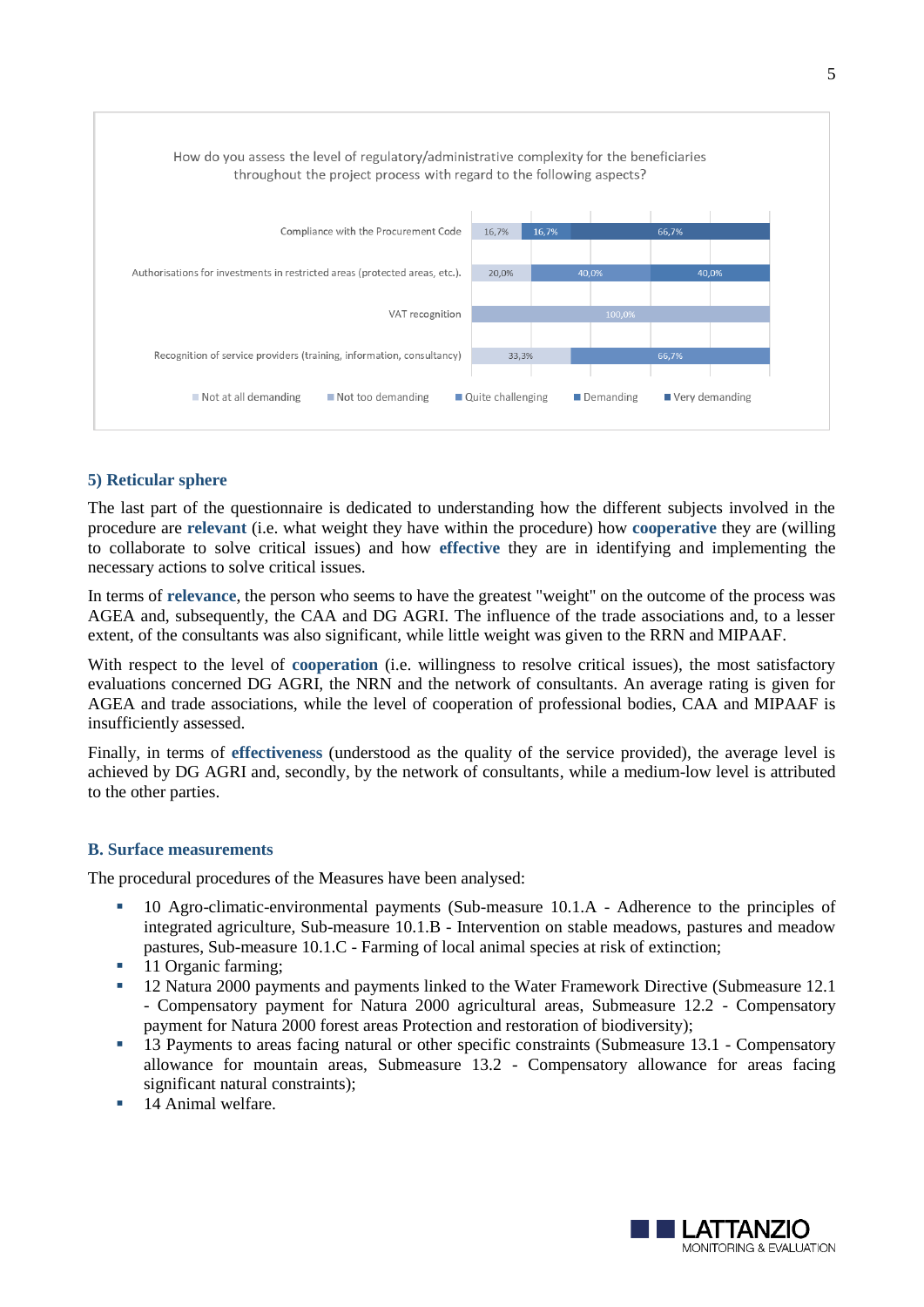How do you assess the level of regulatory/administrative complexity for the beneficiaries throughout the project process with regard to the following aspects?

| Aspect | Not at all demanding | Not too demanding | Quite challenging | Demanding | Very demanding |
|---|---|---|---|---|---|
| Compliance with the Procurement Code | | 16,7% | 16,7% | | 66,7% |
| Authorisations for investments in restricted areas (protected areas, etc.). | | 20,0% | 40,0% | 40,0% | |
| VAT recognition | | 100,0% | | | |
| Recognition of service providers (training, information, consultancy) | | 33,3% | 66,7% | | |

### 5) Reticular sphere

The last part of the questionnaire is dedicated to understanding how the different subjects involved in the procedure are **relevant** (i.e. what weight they have within the procedure) how **cooperative** they are (willing to collaborate to solve critical issues) and how **effective** they are in identifying and implementing the necessary actions to solve critical issues.

In terms of **relevance**, the person who seems to have the greatest "weight" on the outcome of the process was AGEA and, subsequently, the CAA and DG AGRI. The influence of the trade associations and, to a lesser extent, of the consultants was also significant, while little weight was given to the RRN and MIPAAF.

With respect to the level of **cooperation** (i.e. willingness to resolve critical issues), the most satisfactory evaluations concerned DG AGRI, the NRN and the network of consultants. An average rating is given for AGEA and trade associations, while the level of cooperation of professional bodies, CAA and MIPAAF is insufficiently assessed.

Finally, in terms of **effectiveness** (understood as the quality of the service provided), the average level is achieved by DG AGRI and, secondly, by the network of consultants, while a medium-low level is attributed to the other parties.

### B. Surface measurements

The procedural procedures of the Measures have been analysed:

- 10 Agro-climatic-environmental payments (Sub-measure 10.1.A - Adherence to the principles of integrated agriculture, Sub-measure 10.1.B - Intervention on stable meadows, pastures and meadow pastures, Sub-measure 10.1.C - Farming of local animal species at risk of extinction;
- 11 Organic farming;
- 12 Natura 2000 payments and payments linked to the Water Framework Directive (Submeasure 12.1 - Compensatory payment for Natura 2000 agricultural areas, Submeasure 12.2 - Compensatory payment for Natura 2000 forest areas Protection and restoration of biodiversity);
- 13 Payments to areas facing natural or other specific constraints (Submeasure 13.1 - Compensatory allowance for mountain areas, Submeasure 13.2 - Compensatory allowance for areas facing significant natural constraints);
- 14 Animal welfare.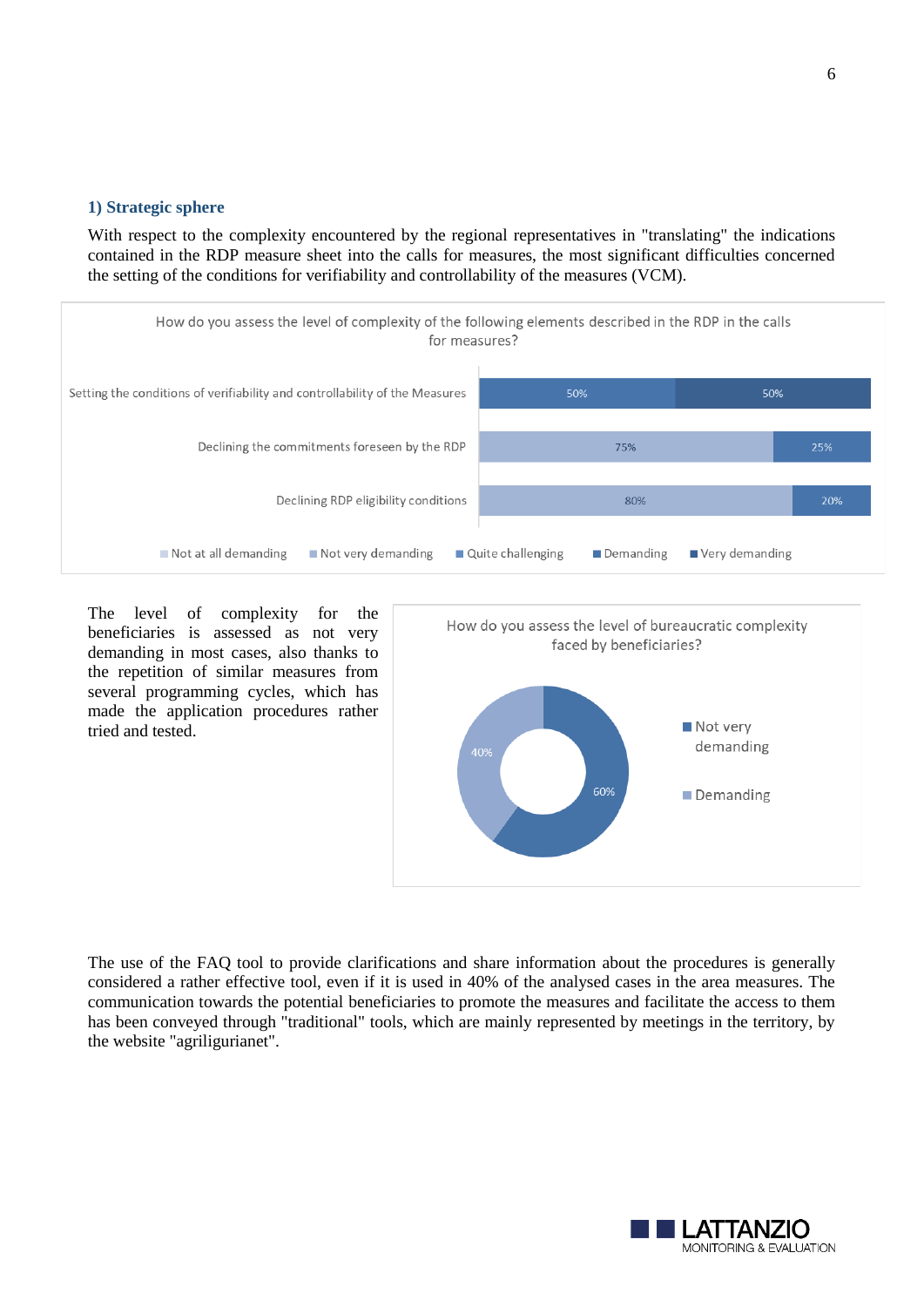## 1) Strategic sphere

With respect to the complexity encountered by the regional representatives in "translating" the indications contained in the RDP measure sheet into the calls for measures, the most significant difficulties concerned the setting of the conditions for verifiability and controllability of the measures (VCM).

**How do you assess the level of complexity of the following elements described in the RDP in the calls for measures?**

| Element | Not at all demanding | Not very demanding | Quite challenging | Demanding | Very demanding |
|---|---|---|---|---|---|
| Setting the conditions of verifiability and controllability of the Measures | | | | 50% | 50% |
| Declining the commitments foreseen by the RDP | | 75% | | 25% | |
| Declining RDP eligibility conditions | | 80% | | 20% | |

The level of complexity for the beneficiaries is assessed as not very demanding in most cases, also thanks to the repetition of similar measures from several programming cycles, which has made the application procedures rather tried and tested.

**How do you assess the level of bureaucratic complexity faced by beneficiaries?**

| Assessment | Share |
|---|---|
| Not very demanding | 60% |
| Demanding | 40% |

The use of the FAQ tool to provide clarifications and share information about the procedures is generally considered a rather effective tool, even if it is used in 40% of the analysed cases in the area measures. The communication towards the potential beneficiaries to promote the measures and facilitate the access to them has been conveyed through "traditional" tools, which are mainly represented by meetings in the territory, by the website "agriligurianet".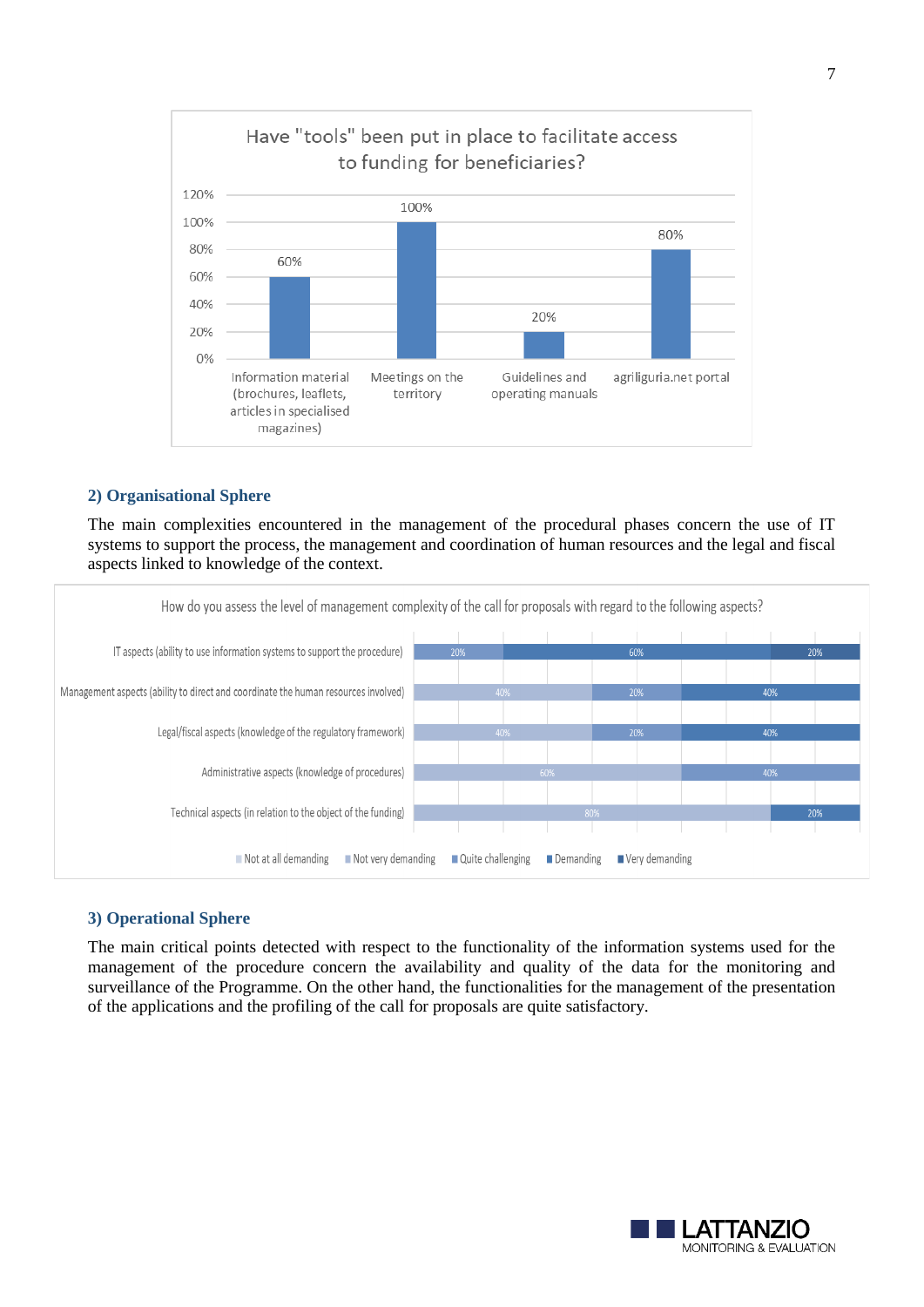**Have "tools" been put in place to facilitate access to funding for beneficiaries?**

| Tool | % |
|---|---|
| Information material (brochures, leaflets, articles in specialised magazines) | 60% |
| Meetings on the territory | 100% |
| Guidelines and operating manuals | 20% |
| agriliguria.net portal | 80% |

## 2) Organisational Sphere

The main complexities encountered in the management of the procedural phases concern the use of IT systems to support the process, the management and coordination of human resources and the legal and fiscal aspects linked to knowledge of the context.

**How do you assess the level of management complexity of the call for proposals with regard to the following aspects?**

| Aspect | Values shown (left to right) |
|---|---|
| IT aspects (ability to use information systems to support the procedure) | 20%, 60%, 20% |
| Management aspects (ability to direct and coordinate the human resources involved) | 40%, 20%, 40% |
| Legal/fiscal aspects (knowledge of the regulatory framework) | 40%, 20%, 40% |
| Administrative aspects (knowledge of procedures) | 60%, 40% |
| Technical aspects (in relation to the object of the funding) | 80%, 20% |

Legend: Not at all demanding; Not very demanding; Quite challenging; Demanding; Very demanding

## 3) Operational Sphere

The main critical points detected with respect to the functionality of the information systems used for the management of the procedure concern the availability and quality of the data for the monitoring and surveillance of the Programme. On the other hand, the functionalities for the management of the presentation of the applications and the profiling of the call for proposals are quite satisfactory.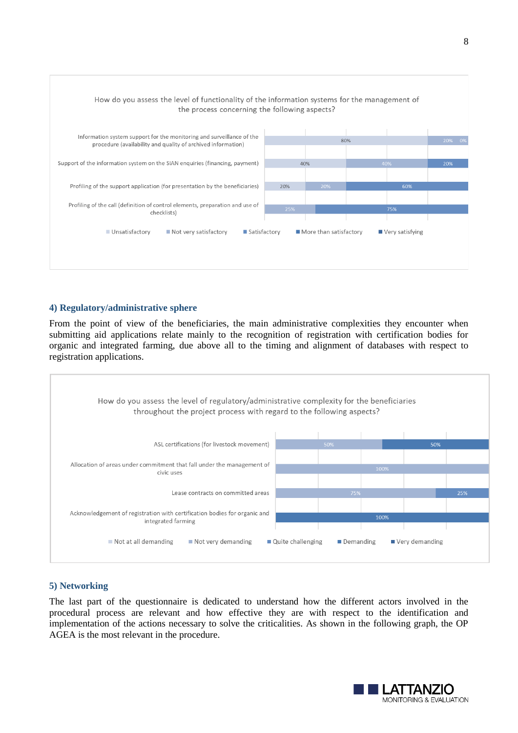How do you assess the level of functionality of the information systems for the management of the process concerning the following aspects?

| Aspect | Values |
| --- | --- |
| Information system support for the monitoring and surveillance of the procedure (availability and quality of archived information) | 80% · 20% · 0% |
| Support of the information system on the SIAN enquiries (financing, payment) | 40% · 40% · 20% |
| Profiling of the support application (for presentation by the beneficiaries) | 20% · 20% · 60% |
| Profiling of the call (definition of control elements, preparation and use of checklists) | 25% · 75% |

Legend: Unsatisfactory · Not very satisfactory · Satisfactory · More than satisfactory · Very satisfying

## 4) Regulatory/administrative sphere

From the point of view of the beneficiaries, the main administrative complexities they encounter when submitting aid applications relate mainly to the recognition of registration with certification bodies for organic and integrated farming, due above all to the timing and alignment of databases with respect to registration applications.

How do you assess the level of regulatory/administrative complexity for the beneficiaries throughout the project process with regard to the following aspects?

| Aspect | Values |
| --- | --- |
| ASL certifications (for livestock movement) | 50% · 50% |
| Allocation of areas under commitment that fall under the management of civic uses | 100% |
| Lease contracts on committed areas | 75% · 25% |
| Acknowledgement of registration with certification bodies for organic and integrated farming | 100% |

Legend: Not at all demanding · Not very demanding · Quite challenging · Demanding · Very demanding

## 5) Networking

The last part of the questionnaire is dedicated to understand how the different actors involved in the procedural process are relevant and how effective they are with respect to the identification and implementation of the actions necessary to solve the criticalities. As shown in the following graph, the OP AGEA is the most relevant in the procedure.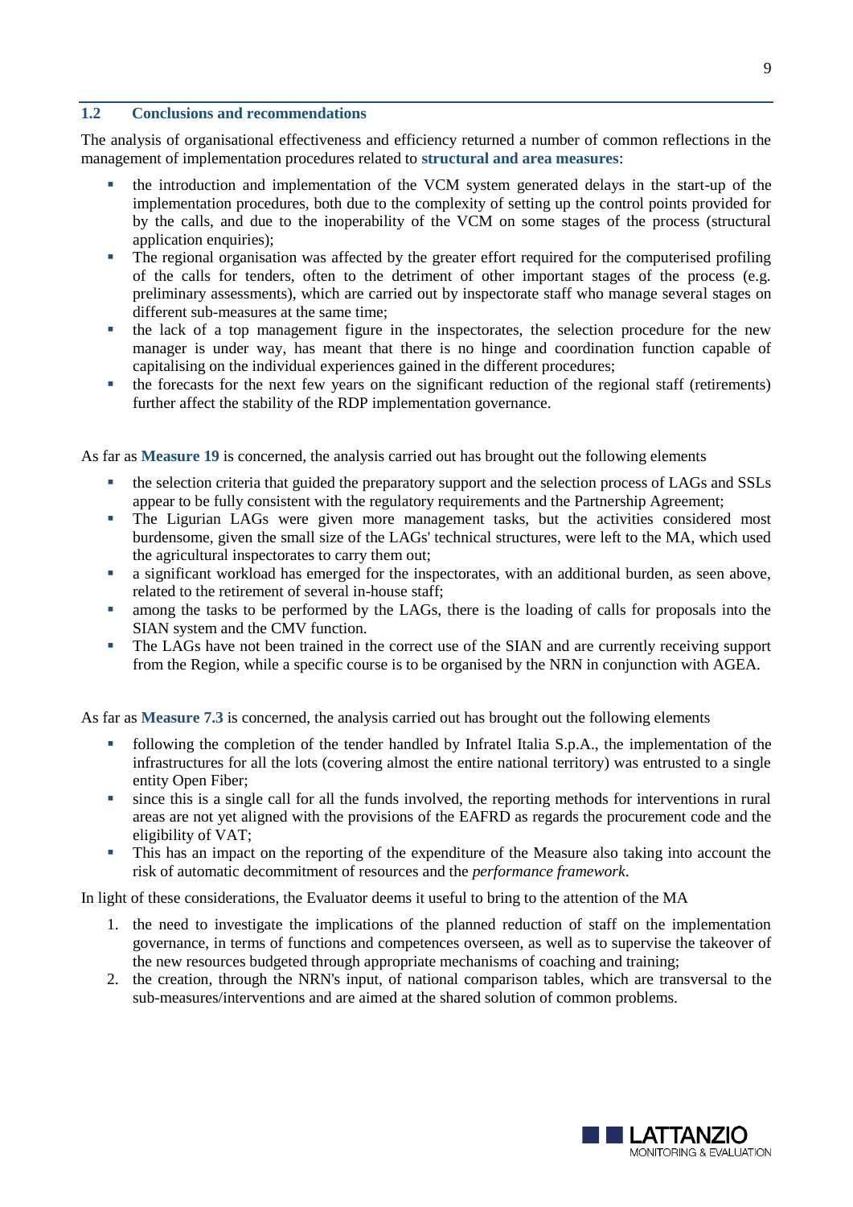## 1.2 Conclusions and recommendations

The analysis of organisational effectiveness and efficiency returned a number of common reflections in the management of implementation procedures related to **structural and area measures**:

- the introduction and implementation of the VCM system generated delays in the start-up of the implementation procedures, both due to the complexity of setting up the control points provided for by the calls, and due to the inoperability of the VCM on some stages of the process (structural application enquiries);
- The regional organisation was affected by the greater effort required for the computerised profiling of the calls for tenders, often to the detriment of other important stages of the process (e.g. preliminary assessments), which are carried out by inspectorate staff who manage several stages on different sub-measures at the same time;
- the lack of a top management figure in the inspectorates, the selection procedure for the new manager is under way, has meant that there is no hinge and coordination function capable of capitalising on the individual experiences gained in the different procedures;
- the forecasts for the next few years on the significant reduction of the regional staff (retirements) further affect the stability of the RDP implementation governance.

As far as **Measure 19** is concerned, the analysis carried out has brought out the following elements

- the selection criteria that guided the preparatory support and the selection process of LAGs and SSLs appear to be fully consistent with the regulatory requirements and the Partnership Agreement;
- The Ligurian LAGs were given more management tasks, but the activities considered most burdensome, given the small size of the LAGs' technical structures, were left to the MA, which used the agricultural inspectorates to carry them out;
- a significant workload has emerged for the inspectorates, with an additional burden, as seen above, related to the retirement of several in-house staff;
- among the tasks to be performed by the LAGs, there is the loading of calls for proposals into the SIAN system and the CMV function.
- The LAGs have not been trained in the correct use of the SIAN and are currently receiving support from the Region, while a specific course is to be organised by the NRN in conjunction with AGEA.

As far as **Measure 7.3** is concerned, the analysis carried out has brought out the following elements

- following the completion of the tender handled by Infratel Italia S.p.A., the implementation of the infrastructures for all the lots (covering almost the entire national territory) was entrusted to a single entity Open Fiber;
- since this is a single call for all the funds involved, the reporting methods for interventions in rural areas are not yet aligned with the provisions of the EAFRD as regards the procurement code and the eligibility of VAT;
- This has an impact on the reporting of the expenditure of the Measure also taking into account the risk of automatic decommitment of resources and the *performance framework*.

In light of these considerations, the Evaluator deems it useful to bring to the attention of the MA

1. the need to investigate the implications of the planned reduction of staff on the implementation governance, in terms of functions and competences overseen, as well as to supervise the takeover of the new resources budgeted through appropriate mechanisms of coaching and training;
2. the creation, through the NRN's input, of national comparison tables, which are transversal to the sub-measures/interventions and are aimed at the shared solution of common problems.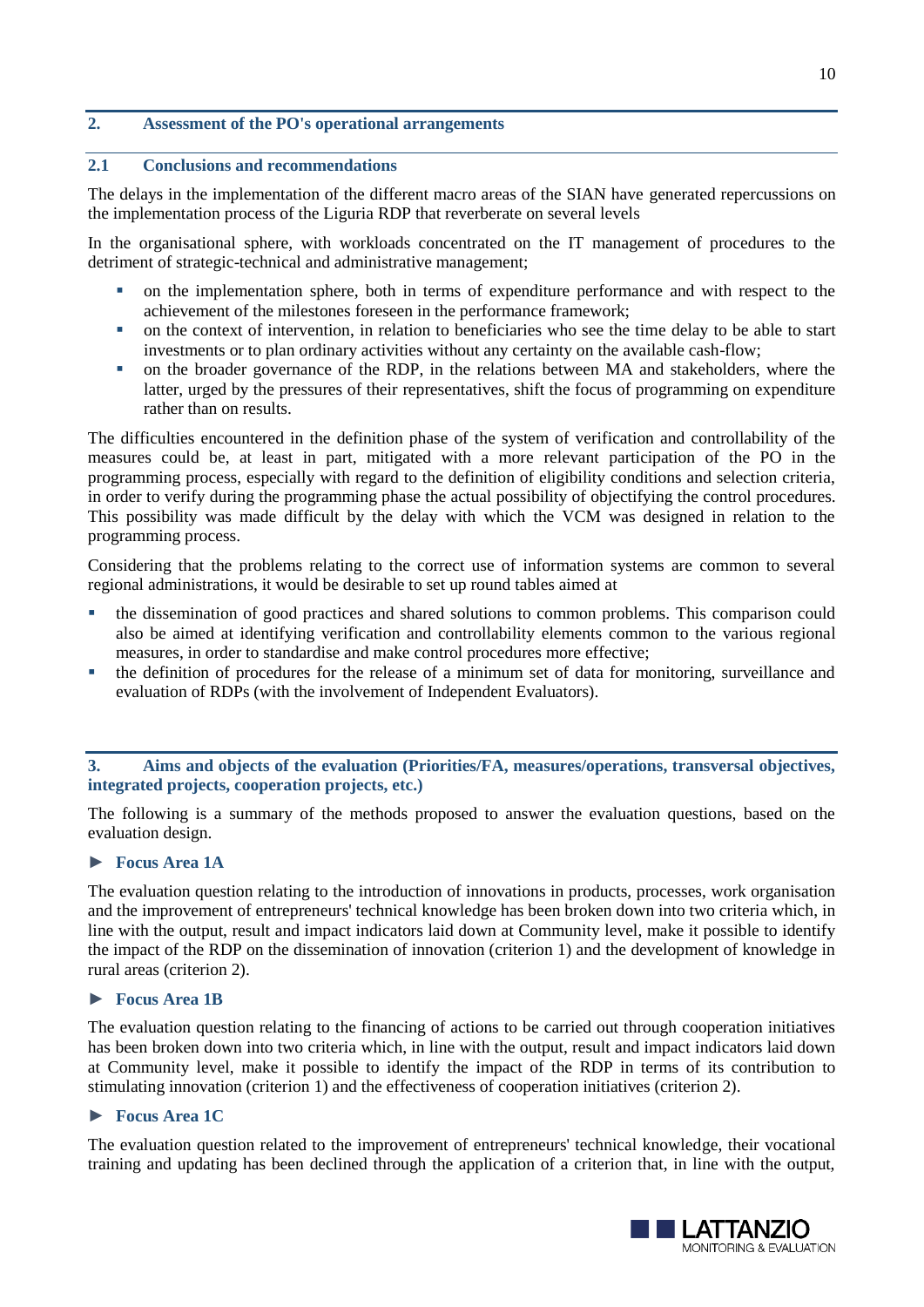## 2. Assessment of the PO's operational arrangements

### 2.1 Conclusions and recommendations

The delays in the implementation of the different macro areas of the SIAN have generated repercussions on the implementation process of the Liguria RDP that reverberate on several levels

In the organisational sphere, with workloads concentrated on the IT management of procedures to the detriment of strategic-technical and administrative management;

- on the implementation sphere, both in terms of expenditure performance and with respect to the achievement of the milestones foreseen in the performance framework;
- on the context of intervention, in relation to beneficiaries who see the time delay to be able to start investments or to plan ordinary activities without any certainty on the available cash-flow;
- on the broader governance of the RDP, in the relations between MA and stakeholders, where the latter, urged by the pressures of their representatives, shift the focus of programming on expenditure rather than on results.

The difficulties encountered in the definition phase of the system of verification and controllability of the measures could be, at least in part, mitigated with a more relevant participation of the PO in the programming process, especially with regard to the definition of eligibility conditions and selection criteria, in order to verify during the programming phase the actual possibility of objectifying the control procedures. This possibility was made difficult by the delay with which the VCM was designed in relation to the programming process.

Considering that the problems relating to the correct use of information systems are common to several regional administrations, it would be desirable to set up round tables aimed at

- the dissemination of good practices and shared solutions to common problems. This comparison could also be aimed at identifying verification and controllability elements common to the various regional measures, in order to standardise and make control procedures more effective;
- the definition of procedures for the release of a minimum set of data for monitoring, surveillance and evaluation of RDPs (with the involvement of Independent Evaluators).

## 3. Aims and objects of the evaluation (Priorities/FA, measures/operations, transversal objectives, integrated projects, cooperation projects, etc.)

The following is a summary of the methods proposed to answer the evaluation questions, based on the evaluation design.

### ► Focus Area 1A

The evaluation question relating to the introduction of innovations in products, processes, work organisation and the improvement of entrepreneurs' technical knowledge has been broken down into two criteria which, in line with the output, result and impact indicators laid down at Community level, make it possible to identify the impact of the RDP on the dissemination of innovation (criterion 1) and the development of knowledge in rural areas (criterion 2).

### ► Focus Area 1B

The evaluation question relating to the financing of actions to be carried out through cooperation initiatives has been broken down into two criteria which, in line with the output, result and impact indicators laid down at Community level, make it possible to identify the impact of the RDP in terms of its contribution to stimulating innovation (criterion 1) and the effectiveness of cooperation initiatives (criterion 2).

### ► Focus Area 1C

The evaluation question related to the improvement of entrepreneurs' technical knowledge, their vocational training and updating has been declined through the application of a criterion that, in line with the output,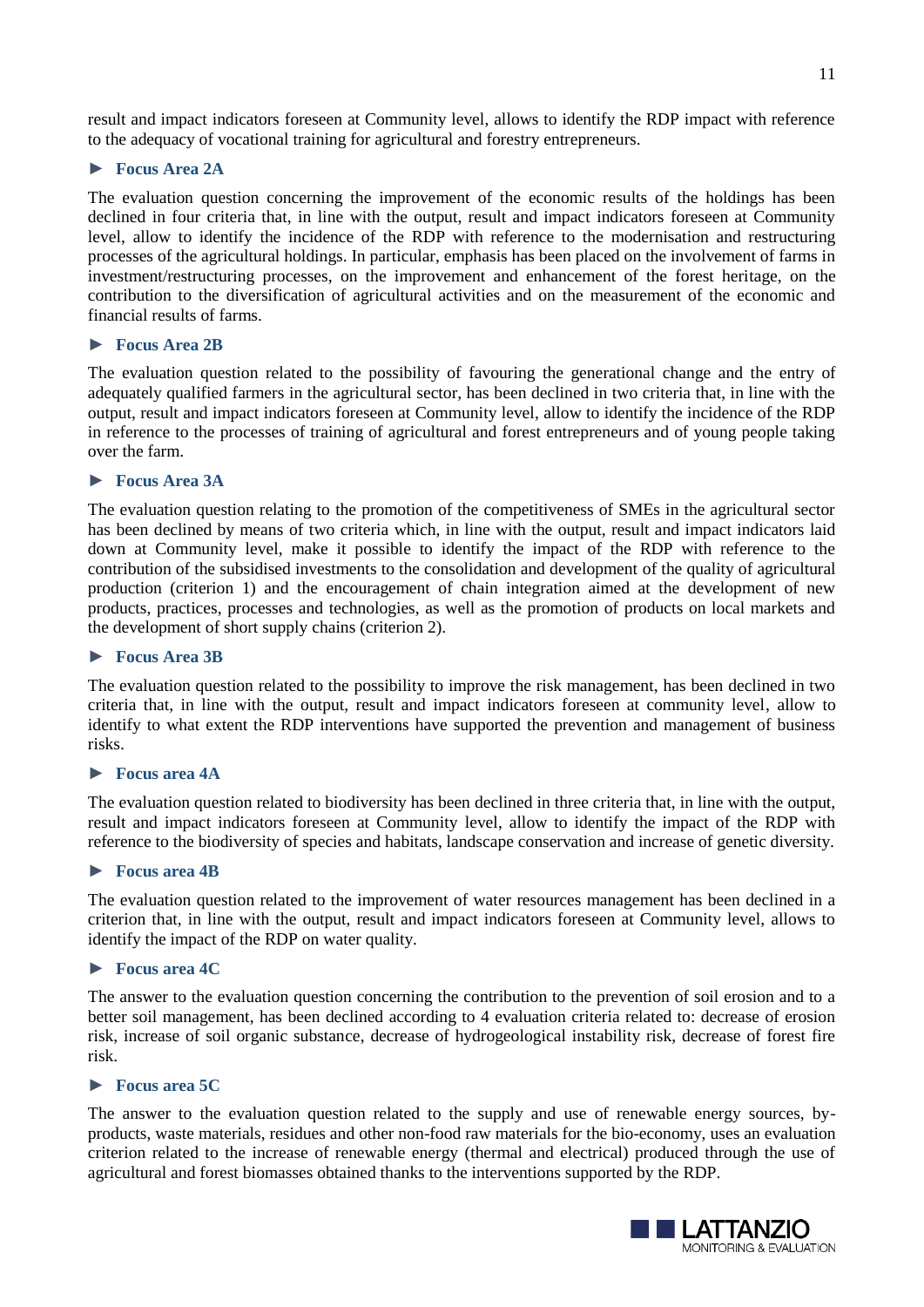result and impact indicators foreseen at Community level, allows to identify the RDP impact with reference to the adequacy of vocational training for agricultural and forestry entrepreneurs.

### ► Focus Area 2A

The evaluation question concerning the improvement of the economic results of the holdings has been declined in four criteria that, in line with the output, result and impact indicators foreseen at Community level, allow to identify the incidence of the RDP with reference to the modernisation and restructuring processes of the agricultural holdings. In particular, emphasis has been placed on the involvement of farms in investment/restructuring processes, on the improvement and enhancement of the forest heritage, on the contribution to the diversification of agricultural activities and on the measurement of the economic and financial results of farms.

### ► Focus Area 2B

The evaluation question related to the possibility of favouring the generational change and the entry of adequately qualified farmers in the agricultural sector, has been declined in two criteria that, in line with the output, result and impact indicators foreseen at Community level, allow to identify the incidence of the RDP in reference to the processes of training of agricultural and forest entrepreneurs and of young people taking over the farm.

### ► Focus Area 3A

The evaluation question relating to the promotion of the competitiveness of SMEs in the agricultural sector has been declined by means of two criteria which, in line with the output, result and impact indicators laid down at Community level, make it possible to identify the impact of the RDP with reference to the contribution of the subsidised investments to the consolidation and development of the quality of agricultural production (criterion 1) and the encouragement of chain integration aimed at the development of new products, practices, processes and technologies, as well as the promotion of products on local markets and the development of short supply chains (criterion 2).

### ► Focus Area 3B

The evaluation question related to the possibility to improve the risk management, has been declined in two criteria that, in line with the output, result and impact indicators foreseen at community level, allow to identify to what extent the RDP interventions have supported the prevention and management of business risks.

### ► Focus area 4A

The evaluation question related to biodiversity has been declined in three criteria that, in line with the output, result and impact indicators foreseen at Community level, allow to identify the impact of the RDP with reference to the biodiversity of species and habitats, landscape conservation and increase of genetic diversity.

### ► Focus area 4B

The evaluation question related to the improvement of water resources management has been declined in a criterion that, in line with the output, result and impact indicators foreseen at Community level, allows to identify the impact of the RDP on water quality.

### ► Focus area 4C

The answer to the evaluation question concerning the contribution to the prevention of soil erosion and to a better soil management, has been declined according to 4 evaluation criteria related to: decrease of erosion risk, increase of soil organic substance, decrease of hydrogeological instability risk, decrease of forest fire risk.

### ► Focus area 5C

The answer to the evaluation question related to the supply and use of renewable energy sources, by-products, waste materials, residues and other non-food raw materials for the bio-economy, uses an evaluation criterion related to the increase of renewable energy (thermal and electrical) produced through the use of agricultural and forest biomasses obtained thanks to the interventions supported by the RDP.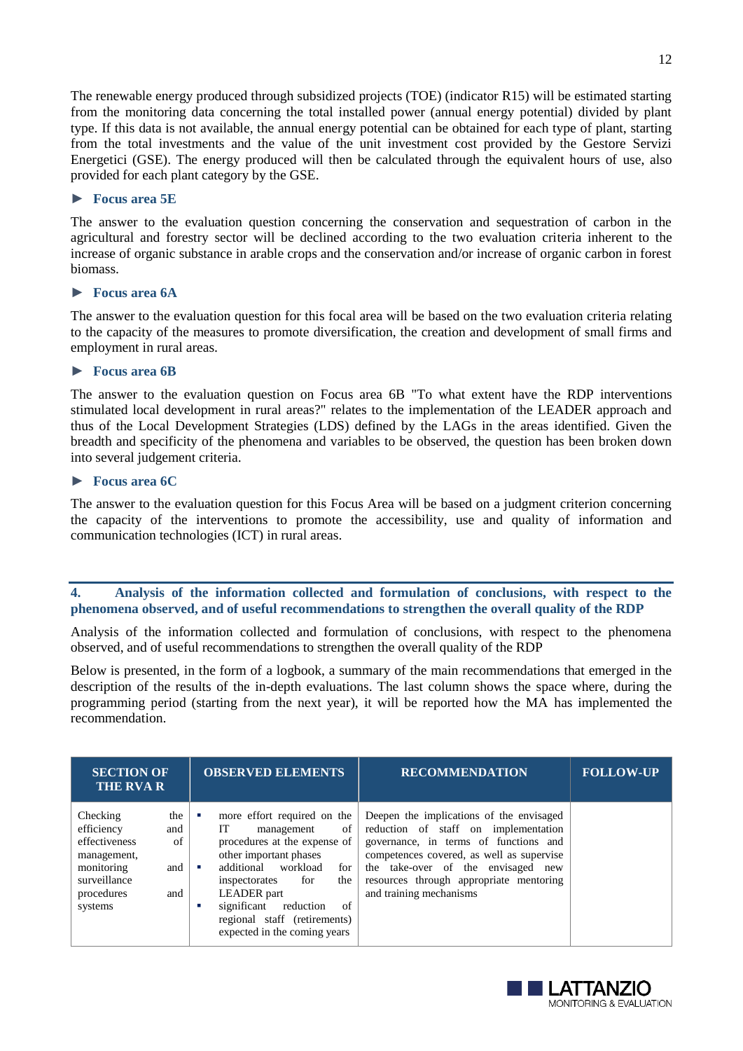The renewable energy produced through subsidized projects (TOE) (indicator R15) will be estimated starting from the monitoring data concerning the total installed power (annual energy potential) divided by plant type. If this data is not available, the annual energy potential can be obtained for each type of plant, starting from the total investments and the value of the unit investment cost provided by the Gestore Servizi Energetici (GSE). The energy produced will then be calculated through the equivalent hours of use, also provided for each plant category by the GSE.

#### ► Focus area 5E

The answer to the evaluation question concerning the conservation and sequestration of carbon in the agricultural and forestry sector will be declined according to the two evaluation criteria inherent to the increase of organic substance in arable crops and the conservation and/or increase of organic carbon in forest biomass.

#### ► Focus area 6A

The answer to the evaluation question for this focal area will be based on the two evaluation criteria relating to the capacity of the measures to promote diversification, the creation and development of small firms and employment in rural areas.

#### ► Focus area 6B

The answer to the evaluation question on Focus area 6B "To what extent have the RDP interventions stimulated local development in rural areas?" relates to the implementation of the LEADER approach and thus of the Local Development Strategies (LDS) defined by the LAGs in the areas identified. Given the breadth and specificity of the phenomena and variables to be observed, the question has been broken down into several judgement criteria.

#### ► Focus area 6C

The answer to the evaluation question for this Focus Area will be based on a judgment criterion concerning the capacity of the interventions to promote the accessibility, use and quality of information and communication technologies (ICT) in rural areas.

## 4. Analysis of the information collected and formulation of conclusions, with respect to the phenomena observed, and of useful recommendations to strengthen the overall quality of the RDP

Analysis of the information collected and formulation of conclusions, with respect to the phenomena observed, and of useful recommendations to strengthen the overall quality of the RDP

Below is presented, in the form of a logbook, a summary of the main recommendations that emerged in the description of the results of the in-depth evaluations. The last column shows the space where, during the programming period (starting from the next year), it will be reported how the MA has implemented the recommendation.

| SECTION OF THE RVA R | OBSERVED ELEMENTS | RECOMMENDATION | FOLLOW-UP |
|---|---|---|---|
| Checking the efficiency and effectiveness of management, monitoring and surveillance procedures and systems | ▪ more effort required on the IT management of procedures at the expense of other important phases<br>▪ additional workload for inspectorates for the LEADER part<br>▪ significant reduction of regional staff (retirements) expected in the coming years | Deepen the implications of the envisaged reduction of staff on implementation governance, in terms of functions and competences covered, as well as supervise the take-over of the envisaged new resources through appropriate mentoring and training mechanisms | |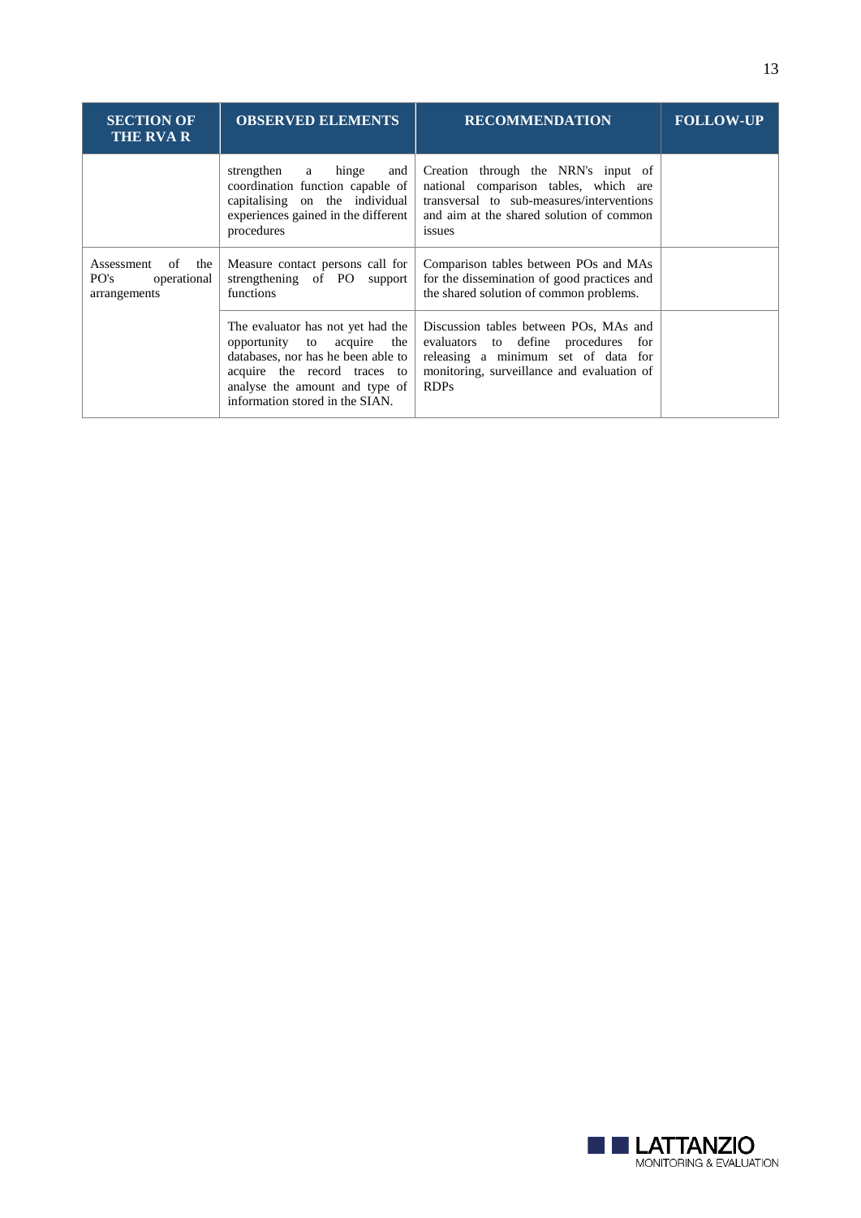| SECTION OF THE RVA R | OBSERVED ELEMENTS | RECOMMENDATION | FOLLOW-UP |
|---|---|---|---|
| | strengthen a hinge and coordination function capable of capitalising on the individual experiences gained in the different procedures | Creation through the NRN's input of national comparison tables, which are transversal to sub-measures/interventions and aim at the shared solution of common issues | |
| Assessment of the PO's operational arrangements | Measure contact persons call for strengthening of PO support functions | Comparison tables between POs and MAs for the dissemination of good practices and the shared solution of common problems. | |
| | The evaluator has not yet had the opportunity to acquire the databases, nor has he been able to acquire the record traces to analyse the amount and type of information stored in the SIAN. | Discussion tables between POs, MAs and evaluators to define procedures for releasing a minimum set of data for monitoring, surveillance and evaluation of RDPs | |